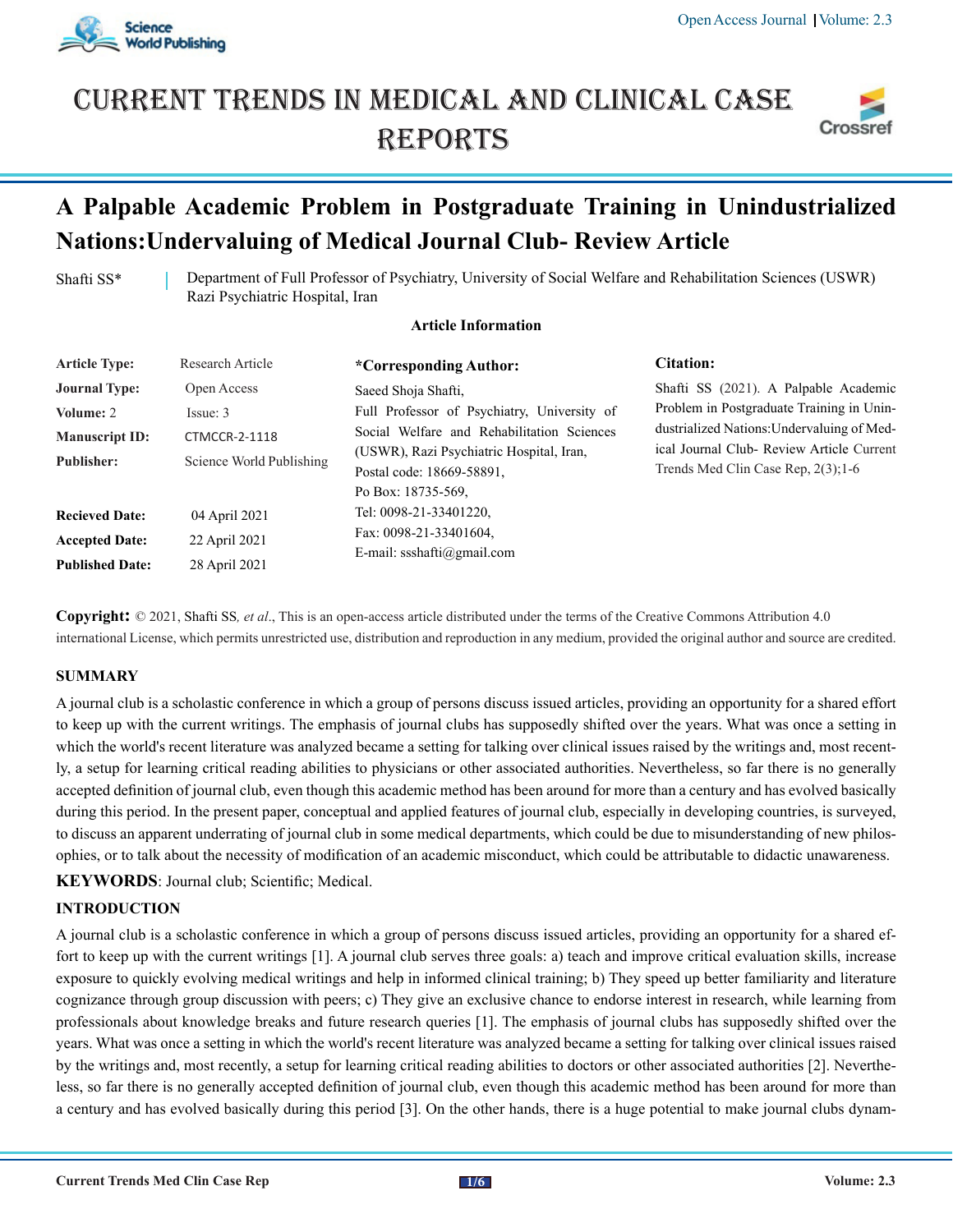# CURRENT TRENDS IN MEDICAL AND CLINICAL CASE REPORTS

## A Palpable Academic Problem in Postgraduate Training in Unindustrialized Nations:Undervaluing of Medical Journal Club- Review Article

Shafti SS*

Department of Full Professor of Psychiatry, University of Social Welfare and Rehabilitation Sciences (USWR) Razi Psychiatric Hospital, Iran

**Article Information**

| | |
|---|---|
| **Article Type:** | Research Article |
| **Journal Type:** | Open Access |
| **Volume:** 2 | Issue: 3 |
| **Manuscript ID:** | CTMCCR-2-1118 |
| **Publisher:** | Science World Publishing |
| **Recieved Date:** | 04 April 2021 |
| **Accepted Date:** | 22 April 2021 |
| **Published Date:** | 28 April 2021 |

**\*Corresponding Author:**

Saeed Shoja Shafti,
Full Professor of Psychiatry, University of Social Welfare and Rehabilitation Sciences (USWR), Razi Psychiatric Hospital, Iran,
Postal code: 18669-58891,
Po Box: 18735-569,
Tel: 0098-21-33401220,
Fax: 0098-21-33401604,
E-mail: ssshafti@gmail.com

**Citation:**

Shafti SS (2021). A Palpable Academic Problem in Postgraduate Training in Unindustrialized Nations:Undervaluing of Medical Journal Club- Review Article Current Trends Med Clin Case Rep, 2(3);1-6

**Copyright:** © 2021, Shafti SS, *et al*., This is an open-access article distributed under the terms of the Creative Commons Attribution 4.0 international License, which permits unrestricted use, distribution and reproduction in any medium, provided the original author and source are credited.

### SUMMARY

A journal club is a scholastic conference in which a group of persons discuss issued articles, providing an opportunity for a shared effort to keep up with the current writings. The emphasis of journal clubs has supposedly shifted over the years. What was once a setting in which the world's recent literature was analyzed became a setting for talking over clinical issues raised by the writings and, most recently, a setup for learning critical reading abilities to physicians or other associated authorities. Nevertheless, so far there is no generally accepted definition of journal club, even though this academic method has been around for more than a century and has evolved basically during this period. In the present paper, conceptual and applied features of journal club, especially in developing countries, is surveyed, to discuss an apparent underrating of journal club in some medical departments, which could be due to misunderstanding of new philosophies, or to talk about the necessity of modification of an academic misconduct, which could be attributable to didactic unawareness.

**KEYWORDS**: Journal club; Scientific; Medical.

### INTRODUCTION

A journal club is a scholastic conference in which a group of persons discuss issued articles, providing an opportunity for a shared effort to keep up with the current writings [1]. A journal club serves three goals: a) teach and improve critical evaluation skills, increase exposure to quickly evolving medical writings and help in informed clinical training; b) They speed up better familiarity and literature cognizance through group discussion with peers; c) They give an exclusive chance to endorse interest in research, while learning from professionals about knowledge breaks and future research queries [1]. The emphasis of journal clubs has supposedly shifted over the years. What was once a setting in which the world's recent literature was analyzed became a setting for talking over clinical issues raised by the writings and, most recently, a setup for learning critical reading abilities to doctors or other associated authorities [2]. Nevertheless, so far there is no generally accepted definition of journal club, even though this academic method has been around for more than a century and has evolved basically during this period [3]. On the other hands, there is a huge potential to make journal clubs dynam-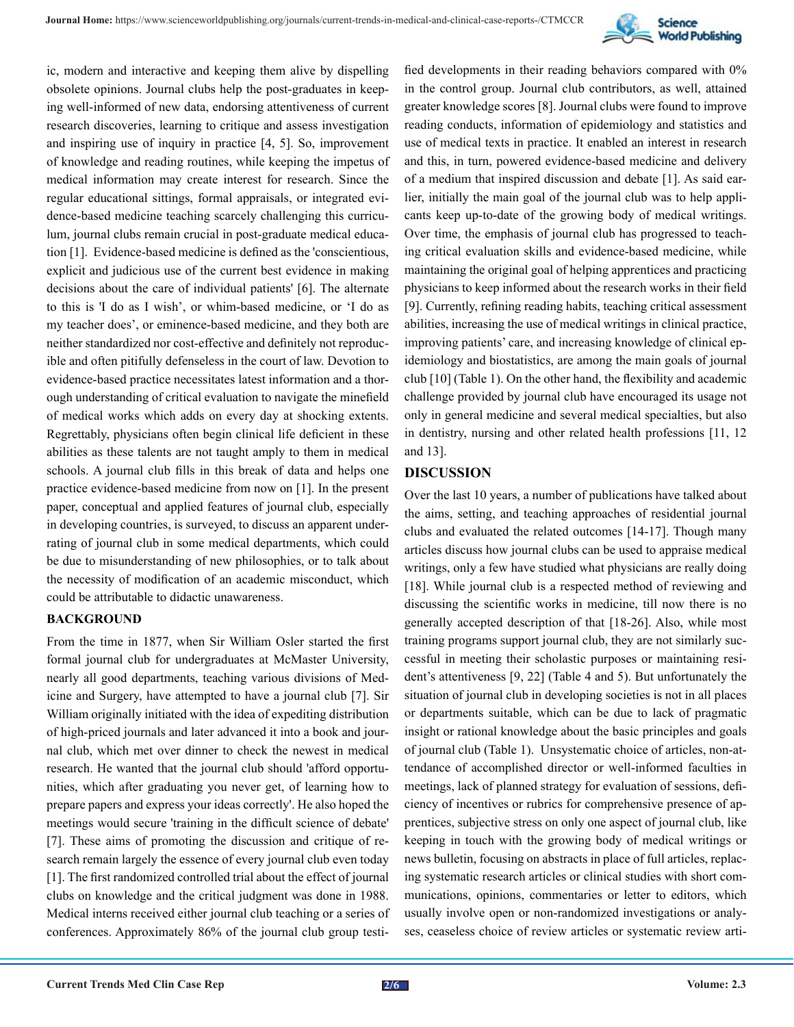ic, modern and interactive and keeping them alive by dispelling obsolete opinions. Journal clubs help the post-graduates in keeping well-informed of new data, endorsing attentiveness of current research discoveries, learning to critique and assess investigation and inspiring use of inquiry in practice [4, 5]. So, improvement of knowledge and reading routines, while keeping the impetus of medical information may create interest for research. Since the regular educational sittings, formal appraisals, or integrated evidence-based medicine teaching scarcely challenging this curriculum, journal clubs remain crucial in post-graduate medical education [1]. Evidence-based medicine is defined as the 'conscientious, explicit and judicious use of the current best evidence in making decisions about the care of individual patients' [6]. The alternate to this is 'I do as I wish', or whim-based medicine, or 'I do as my teacher does', or eminence-based medicine, and they both are neither standardized nor cost-effective and definitely not reproducible and often pitifully defenseless in the court of law. Devotion to evidence-based practice necessitates latest information and a thorough understanding of critical evaluation to navigate the minefield of medical works which adds on every day at shocking extents. Regrettably, physicians often begin clinical life deficient in these abilities as these talents are not taught amply to them in medical schools. A journal club fills in this break of data and helps one practice evidence-based medicine from now on [1]. In the present paper, conceptual and applied features of journal club, especially in developing countries, is surveyed, to discuss an apparent underrating of journal club in some medical departments, which could be due to misunderstanding of new philosophies, or to talk about the necessity of modification of an academic misconduct, which could be attributable to didactic unawareness.

## BACKGROUND

From the time in 1877, when Sir William Osler started the first formal journal club for undergraduates at McMaster University, nearly all good departments, teaching various divisions of Medicine and Surgery, have attempted to have a journal club [7]. Sir William originally initiated with the idea of expediting distribution of high-priced journals and later advanced it into a book and journal club, which met over dinner to check the newest in medical research. He wanted that the journal club should 'afford opportunities, which after graduating you never get, of learning how to prepare papers and express your ideas correctly'. He also hoped the meetings would secure 'training in the difficult science of debate' [7]. These aims of promoting the discussion and critique of research remain largely the essence of every journal club even today [1]. The first randomized controlled trial about the effect of journal clubs on knowledge and the critical judgment was done in 1988. Medical interns received either journal club teaching or a series of conferences. Approximately 86% of the journal club group testified developments in their reading behaviors compared with 0% in the control group. Journal club contributors, as well, attained greater knowledge scores [8]. Journal clubs were found to improve reading conducts, information of epidemiology and statistics and use of medical texts in practice. It enabled an interest in research and this, in turn, powered evidence-based medicine and delivery of a medium that inspired discussion and debate [1]. As said earlier, initially the main goal of the journal club was to help applicants keep up-to-date of the growing body of medical writings. Over time, the emphasis of journal club has progressed to teaching critical evaluation skills and evidence-based medicine, while maintaining the original goal of helping apprentices and practicing physicians to keep informed about the research works in their field [9]. Currently, refining reading habits, teaching critical assessment abilities, increasing the use of medical writings in clinical practice, improving patients' care, and increasing knowledge of clinical epidemiology and biostatistics, are among the main goals of journal club [10] (Table 1). On the other hand, the flexibility and academic challenge provided by journal club have encouraged its usage not only in general medicine and several medical specialties, but also in dentistry, nursing and other related health professions [11, 12 and 13].

## DISCUSSION

Over the last 10 years, a number of publications have talked about the aims, setting, and teaching approaches of residential journal clubs and evaluated the related outcomes [14-17]. Though many articles discuss how journal clubs can be used to appraise medical writings, only a few have studied what physicians are really doing [18]. While journal club is a respected method of reviewing and discussing the scientific works in medicine, till now there is no generally accepted description of that [18-26]. Also, while most training programs support journal club, they are not similarly successful in meeting their scholastic purposes or maintaining resident's attentiveness [9, 22] (Table 4 and 5). But unfortunately the situation of journal club in developing societies is not in all places or departments suitable, which can be due to lack of pragmatic insight or rational knowledge about the basic principles and goals of journal club (Table 1). Unsystematic choice of articles, non-attendance of accomplished director or well-informed faculties in meetings, lack of planned strategy for evaluation of sessions, deficiency of incentives or rubrics for comprehensive presence of apprentices, subjective stress on only one aspect of journal club, like keeping in touch with the growing body of medical writings or news bulletin, focusing on abstracts in place of full articles, replacing systematic research articles or clinical studies with short communications, opinions, commentaries or letter to editors, which usually involve open or non-randomized investigations or analyses, ceaseless choice of review articles or systematic review arti-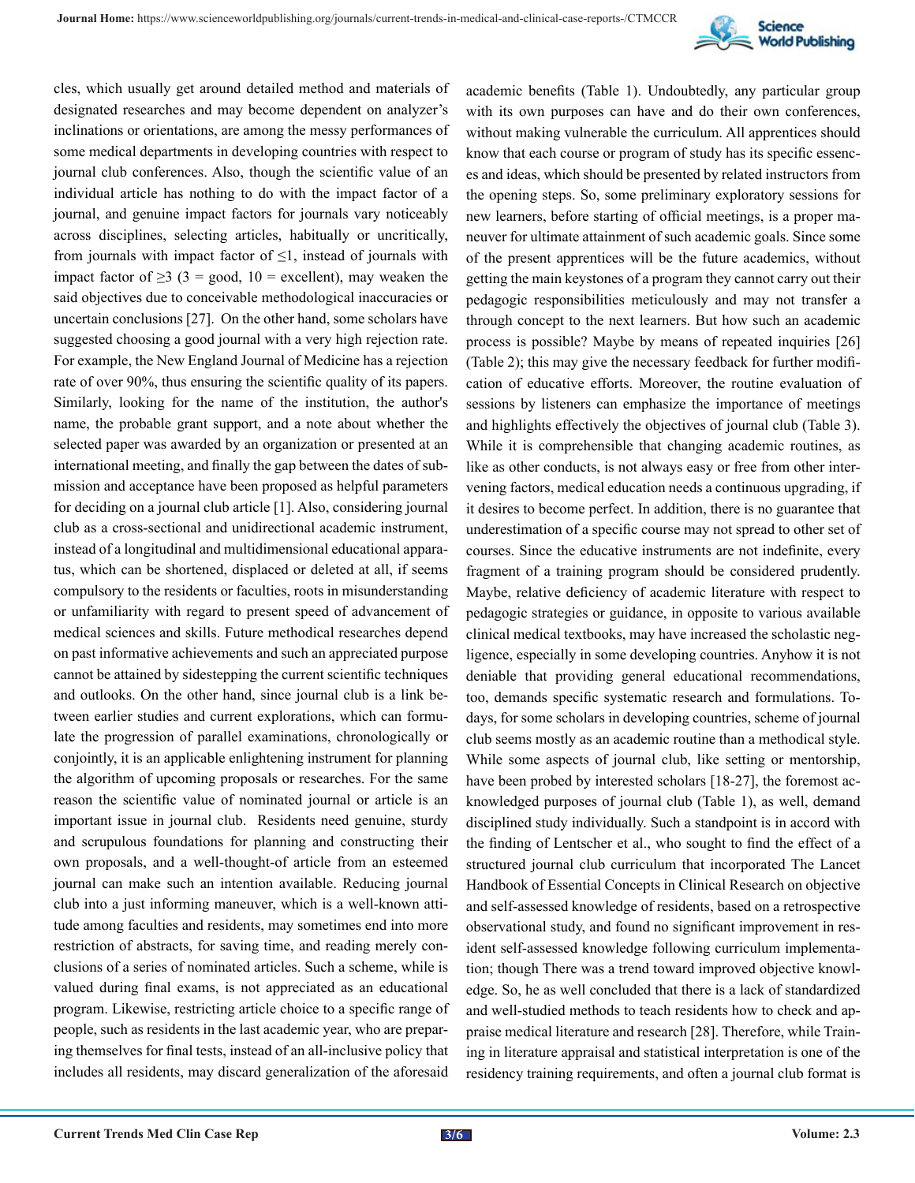cles, which usually get around detailed method and materials of designated researches and may become dependent on analyzer's inclinations or orientations, are among the messy performances of some medical departments in developing countries with respect to journal club conferences. Also, though the scientific value of an individual article has nothing to do with the impact factor of a journal, and genuine impact factors for journals vary noticeably across disciplines, selecting articles, habitually or uncritically, from journals with impact factor of ≤1, instead of journals with impact factor of ≥3 (3 = good, 10 = excellent), may weaken the said objectives due to conceivable methodological inaccuracies or uncertain conclusions [27]. On the other hand, some scholars have suggested choosing a good journal with a very high rejection rate. For example, the New England Journal of Medicine has a rejection rate of over 90%, thus ensuring the scientific quality of its papers. Similarly, looking for the name of the institution, the author's name, the probable grant support, and a note about whether the selected paper was awarded by an organization or presented at an international meeting, and finally the gap between the dates of submission and acceptance have been proposed as helpful parameters for deciding on a journal club article [1]. Also, considering journal club as a cross-sectional and unidirectional academic instrument, instead of a longitudinal and multidimensional educational apparatus, which can be shortened, displaced or deleted at all, if seems compulsory to the residents or faculties, roots in misunderstanding or unfamiliarity with regard to present speed of advancement of medical sciences and skills. Future methodical researches depend on past informative achievements and such an appreciated purpose cannot be attained by sidestepping the current scientific techniques and outlooks. On the other hand, since journal club is a link between earlier studies and current explorations, which can formulate the progression of parallel examinations, chronologically or conjointly, it is an applicable enlightening instrument for planning the algorithm of upcoming proposals or researches. For the same reason the scientific value of nominated journal or article is an important issue in journal club. Residents need genuine, sturdy and scrupulous foundations for planning and constructing their own proposals, and a well-thought-of article from an esteemed journal can make such an intention available. Reducing journal club into a just informing maneuver, which is a well-known attitude among faculties and residents, may sometimes end into more restriction of abstracts, for saving time, and reading merely conclusions of a series of nominated articles. Such a scheme, while is valued during final exams, is not appreciated as an educational program. Likewise, restricting article choice to a specific range of people, such as residents in the last academic year, who are preparing themselves for final tests, instead of an all-inclusive policy that includes all residents, may discard generalization of the aforesaid academic benefits (Table 1). Undoubtedly, any particular group with its own purposes can have and do their own conferences, without making vulnerable the curriculum. All apprentices should know that each course or program of study has its specific essences and ideas, which should be presented by related instructors from the opening steps. So, some preliminary exploratory sessions for new learners, before starting of official meetings, is a proper maneuver for ultimate attainment of such academic goals. Since some of the present apprentices will be the future academics, without getting the main keystones of a program they cannot carry out their pedagogic responsibilities meticulously and may not transfer a through concept to the next learners. But how such an academic process is possible? Maybe by means of repeated inquiries [26] (Table 2); this may give the necessary feedback for further modification of educative efforts. Moreover, the routine evaluation of sessions by listeners can emphasize the importance of meetings and highlights effectively the objectives of journal club (Table 3). While it is comprehensible that changing academic routines, as like as other conducts, is not always easy or free from other intervening factors, medical education needs a continuous upgrading, if it desires to become perfect. In addition, there is no guarantee that underestimation of a specific course may not spread to other set of courses. Since the educative instruments are not indefinite, every fragment of a training program should be considered prudently. Maybe, relative deficiency of academic literature with respect to pedagogic strategies or guidance, in opposite to various available clinical medical textbooks, may have increased the scholastic negligence, especially in some developing countries. Anyhow it is not deniable that providing general educational recommendations, too, demands specific systematic research and formulations. Todays, for some scholars in developing countries, scheme of journal club seems mostly as an academic routine than a methodical style. While some aspects of journal club, like setting or mentorship, have been probed by interested scholars [18-27], the foremost acknowledged purposes of journal club (Table 1), as well, demand disciplined study individually. Such a standpoint is in accord with the finding of Lentscher et al., who sought to find the effect of a structured journal club curriculum that incorporated The Lancet Handbook of Essential Concepts in Clinical Research on objective and self-assessed knowledge of residents, based on a retrospective observational study, and found no significant improvement in resident self-assessed knowledge following curriculum implementation; though There was a trend toward improved objective knowledge. So, he as well concluded that there is a lack of standardized and well-studied methods to teach residents how to check and appraise medical literature and research [28]. Therefore, while Training in literature appraisal and statistical interpretation is one of the residency training requirements, and often a journal club format is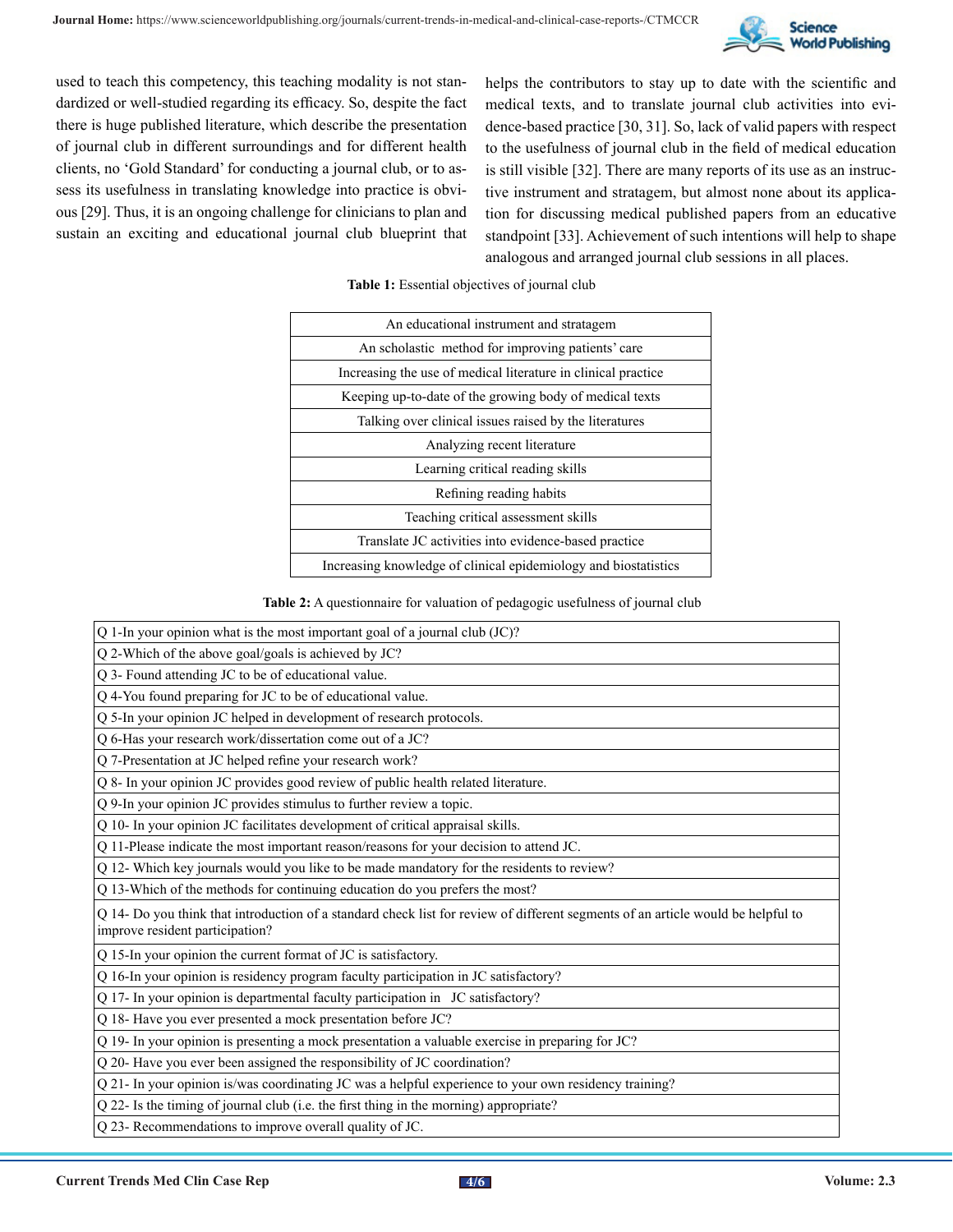used to teach this competency, this teaching modality is not standardized or well-studied regarding its efficacy. So, despite the fact there is huge published literature, which describe the presentation of journal club in different surroundings and for different health clients, no 'Gold Standard' for conducting a journal club, or to assess its usefulness in translating knowledge into practice is obvious [29]. Thus, it is an ongoing challenge for clinicians to plan and sustain an exciting and educational journal club blueprint that helps the contributors to stay up to date with the scientific and medical texts, and to translate journal club activities into evidence-based practice [30, 31]. So, lack of valid papers with respect to the usefulness of journal club in the field of medical education is still visible [32]. There are many reports of its use as an instructive instrument and stratagem, but almost none about its application for discussing medical published papers from an educative standpoint [33]. Achievement of such intentions will help to shape analogous and arranged journal club sessions in all places.

**Table 1:** Essential objectives of journal club

| Essential objectives of journal club |
|---|
| An educational instrument and stratagem |
| An scholastic method for improving patients' care |
| Increasing the use of medical literature in clinical practice |
| Keeping up-to-date of the growing body of medical texts |
| Talking over clinical issues raised by the literatures |
| Analyzing recent literature |
| Learning critical reading skills |
| Refining reading habits |
| Teaching critical assessment skills |
| Translate JC activities into evidence-based practice |
| Increasing knowledge of clinical epidemiology and biostatistics |

**Table 2:** A questionnaire for valuation of pedagogic usefulness of journal club

| Questionnaire |
|---|
| Q 1-In your opinion what is the most important goal of a journal club (JC)? |
| Q 2-Which of the above goal/goals is achieved by JC? |
| Q 3- Found attending JC to be of educational value. |
| Q 4-You found preparing for JC to be of educational value. |
| Q 5-In your opinion JC helped in development of research protocols. |
| Q 6-Has your research work/dissertation come out of a JC? |
| Q 7-Presentation at JC helped refine your research work? |
| Q 8- In your opinion JC provides good review of public health related literature. |
| Q 9-In your opinion JC provides stimulus to further review a topic. |
| Q 10- In your opinion JC facilitates development of critical appraisal skills. |
| Q 11-Please indicate the most important reason/reasons for your decision to attend JC. |
| Q 12- Which key journals would you like to be made mandatory for the residents to review? |
| Q 13-Which of the methods for continuing education do you prefers the most? |
| Q 14- Do you think that introduction of a standard check list for review of different segments of an article would be helpful to improve resident participation? |
| Q 15-In your opinion the current format of JC is satisfactory. |
| Q 16-In your opinion is residency program faculty participation in JC satisfactory? |
| Q 17- In your opinion is departmental faculty participation in JC satisfactory? |
| Q 18- Have you ever presented a mock presentation before JC? |
| Q 19- In your opinion is presenting a mock presentation a valuable exercise in preparing for JC? |
| Q 20- Have you ever been assigned the responsibility of JC coordination? |
| Q 21- In your opinion is/was coordinating JC was a helpful experience to your own residency training? |
| Q 22- Is the timing of journal club (i.e. the first thing in the morning) appropriate? |
| Q 23- Recommendations to improve overall quality of JC. |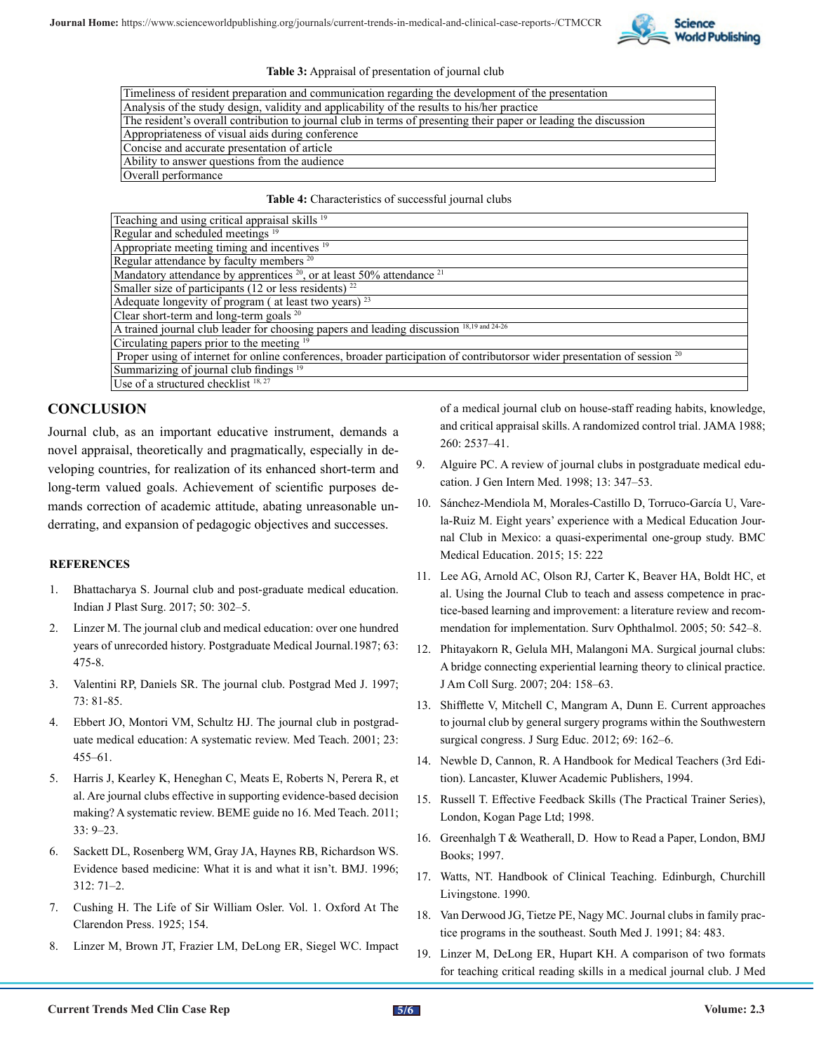**Table 3:** Appraisal of presentation of journal club

| Timeliness of resident preparation and communication regarding the development of the presentation |
|---|
| Analysis of the study design, validity and applicability of the results to his/her practice |
| The resident's overall contribution to journal club in terms of presenting their paper or leading the discussion |
| Appropriateness of visual aids during conference |
| Concise and accurate presentation of article |
| Ability to answer questions from the audience |
| Overall performance |

**Table 4:** Characteristics of successful journal clubs

| Teaching and using critical appraisal skills [19] |
|---|
| Regular and scheduled meetings [19] |
| Appropriate meeting timing and incentives [19] |
| Regular attendance by faculty members [20] |
| Mandatory attendance by apprentices [20], or at least 50% attendance [21] |
| Smaller size of participants (12 or less residents) [22] |
| Adequate longevity of program ( at least two years) [23] |
| Clear short-term and long-term goals [20] |
| A trained journal club leader for choosing papers and leading discussion [18,19 and 24-26] |
| Circulating papers prior to the meeting [19] |
| Proper using of internet for online conferences, broader participation of contributorsor wider presentation of session [20] |
| Summarizing of journal club findings [19] |
| Use of a structured checklist [18, 27] |

## CONCLUSION

Journal club, as an important educative instrument, demands a novel appraisal, theoretically and pragmatically, especially in developing countries, for realization of its enhanced short-term and long-term valued goals. Achievement of scientific purposes demands correction of academic attitude, abating unreasonable underrating, and expansion of pedagogic objectives and successes.

### REFERENCES

1. Bhattacharya S. Journal club and post-graduate medical education. Indian J Plast Surg. 2017; 50: 302–5.
2. Linzer M. The journal club and medical education: over one hundred years of unrecorded history. Postgraduate Medical Journal.1987; 63: 475-8.
3. Valentini RP, Daniels SR. The journal club. Postgrad Med J. 1997; 73: 81-85.
4. Ebbert JO, Montori VM, Schultz HJ. The journal club in postgraduate medical education: A systematic review. Med Teach. 2001; 23: 455–61.
5. Harris J, Kearley K, Heneghan C, Meats E, Roberts N, Perera R, et al. Are journal clubs effective in supporting evidence-based decision making? A systematic review. BEME guide no 16. Med Teach. 2011; 33: 9–23.
6. Sackett DL, Rosenberg WM, Gray JA, Haynes RB, Richardson WS. Evidence based medicine: What it is and what it isn't. BMJ. 1996; 312: 71–2.
7. Cushing H. The Life of Sir William Osler. Vol. 1. Oxford At The Clarendon Press. 1925; 154.
8. Linzer M, Brown JT, Frazier LM, DeLong ER, Siegel WC. Impact of a medical journal club on house-staff reading habits, knowledge, and critical appraisal skills. A randomized control trial. JAMA 1988; 260: 2537–41.
9. Alguire PC. A review of journal clubs in postgraduate medical education. J Gen Intern Med. 1998; 13: 347–53.
10. Sánchez-Mendiola M, Morales-Castillo D, Torruco-García U, Varela-Ruiz M. Eight years' experience with a Medical Education Journal Club in Mexico: a quasi-experimental one-group study. BMC Medical Education. 2015; 15: 222
11. Lee AG, Arnold AC, Olson RJ, Carter K, Beaver HA, Boldt HC, et al. Using the Journal Club to teach and assess competence in practice-based learning and improvement: a literature review and recommendation for implementation. Surv Ophthalmol. 2005; 50: 542–8.
12. Phitayakorn R, Gelula MH, Malangoni MA. Surgical journal clubs: A bridge connecting experiential learning theory to clinical practice. J Am Coll Surg. 2007; 204: 158–63.
13. Shifflette V, Mitchell C, Mangram A, Dunn E. Current approaches to journal club by general surgery programs within the Southwestern surgical congress. J Surg Educ. 2012; 69: 162–6.
14. Newble D, Cannon, R. A Handbook for Medical Teachers (3rd Edition). Lancaster, Kluwer Academic Publishers, 1994.
15. Russell T. Effective Feedback Skills (The Practical Trainer Series), London, Kogan Page Ltd; 1998.
16. Greenhalgh T & Weatherall, D. How to Read a Paper, London, BMJ Books; 1997.
17. Watts, NT. Handbook of Clinical Teaching. Edinburgh, Churchill Livingstone. 1990.
18. Van Derwood JG, Tietze PE, Nagy MC. Journal clubs in family practice programs in the southeast. South Med J. 1991; 84: 483.
19. Linzer M, DeLong ER, Hupart KH. A comparison of two formats for teaching critical reading skills in a medical journal club. J Med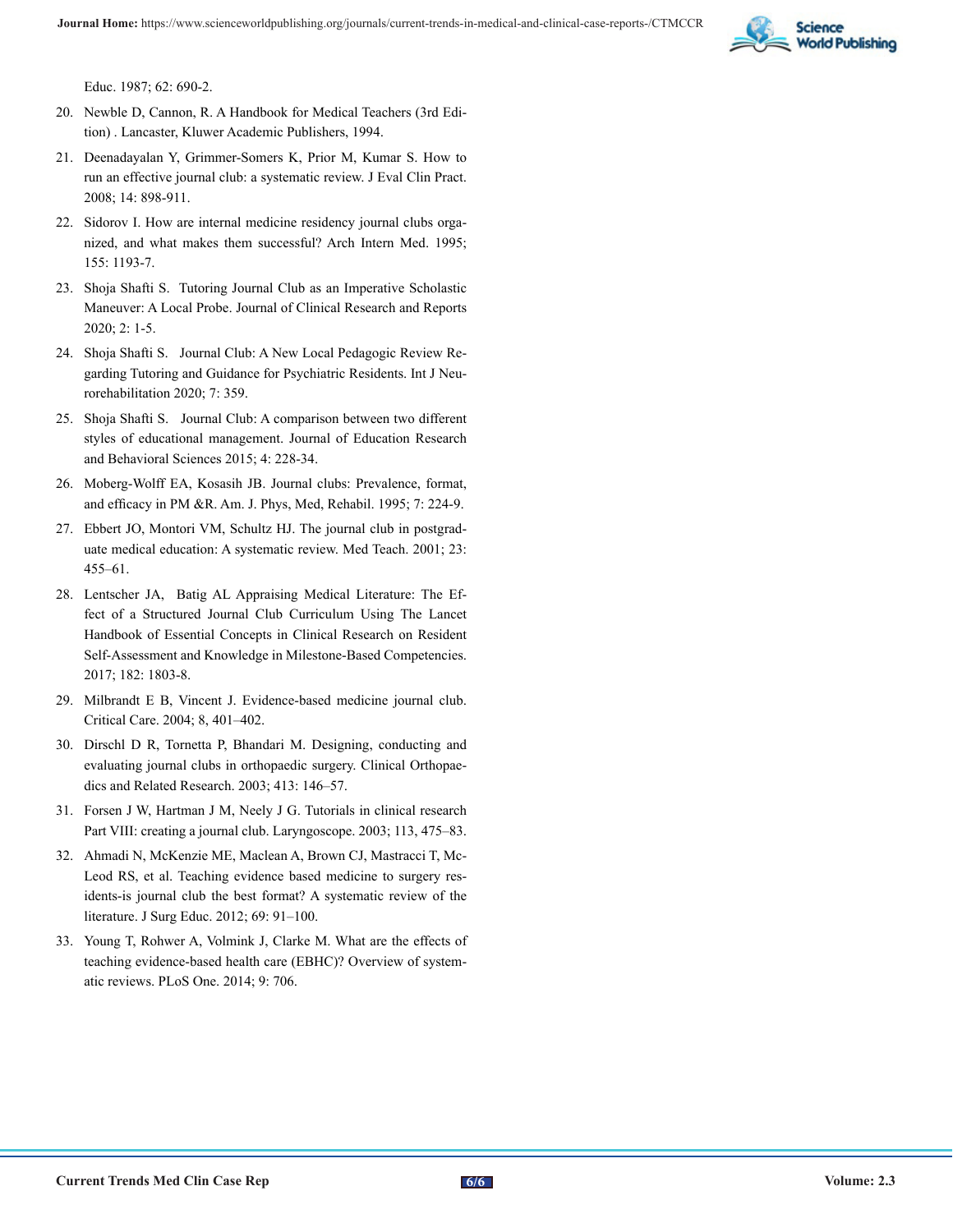Educ. 1987; 62: 690-2.

20. Newble D, Cannon, R. A Handbook for Medical Teachers (3rd Edition) . Lancaster, Kluwer Academic Publishers, 1994.
21. Deenadayalan Y, Grimmer-Somers K, Prior M, Kumar S. How to run an effective journal club: a systematic review. J Eval Clin Pract. 2008; 14: 898-911.
22. Sidorov I. How are internal medicine residency journal clubs organized, and what makes them successful? Arch Intern Med. 1995; 155: 1193-7.
23. Shoja Shafti S. Tutoring Journal Club as an Imperative Scholastic Maneuver: A Local Probe. Journal of Clinical Research and Reports 2020; 2: 1-5.
24. Shoja Shafti S. Journal Club: A New Local Pedagogic Review Regarding Tutoring and Guidance for Psychiatric Residents. Int J Neurorehabilitation 2020; 7: 359.
25. Shoja Shafti S. Journal Club: A comparison between two different styles of educational management. Journal of Education Research and Behavioral Sciences 2015; 4: 228-34.
26. Moberg-Wolff EA, Kosasih JB. Journal clubs: Prevalence, format, and efficacy in PM &R. Am. J. Phys, Med, Rehabil. 1995; 7: 224-9.
27. Ebbert JO, Montori VM, Schultz HJ. The journal club in postgraduate medical education: A systematic review. Med Teach. 2001; 23: 455–61.
28. Lentscher JA, Batig AL Appraising Medical Literature: The Effect of a Structured Journal Club Curriculum Using The Lancet Handbook of Essential Concepts in Clinical Research on Resident Self-Assessment and Knowledge in Milestone-Based Competencies. 2017; 182: 1803-8.
29. Milbrandt E B, Vincent J. Evidence-based medicine journal club. Critical Care. 2004; 8, 401–402.
30. Dirschl D R, Tornetta P, Bhandari M. Designing, conducting and evaluating journal clubs in orthopaedic surgery. Clinical Orthopaedics and Related Research. 2003; 413: 146–57.
31. Forsen J W, Hartman J M, Neely J G. Tutorials in clinical research Part VIII: creating a journal club. Laryngoscope. 2003; 113, 475–83.
32. Ahmadi N, McKenzie ME, Maclean A, Brown CJ, Mastracci T, McLeod RS, et al. Teaching evidence based medicine to surgery residents-is journal club the best format? A systematic review of the literature. J Surg Educ. 2012; 69: 91–100.
33. Young T, Rohwer A, Volmink J, Clarke M. What are the effects of teaching evidence-based health care (EBHC)? Overview of systematic reviews. PLoS One. 2014; 9: 706.